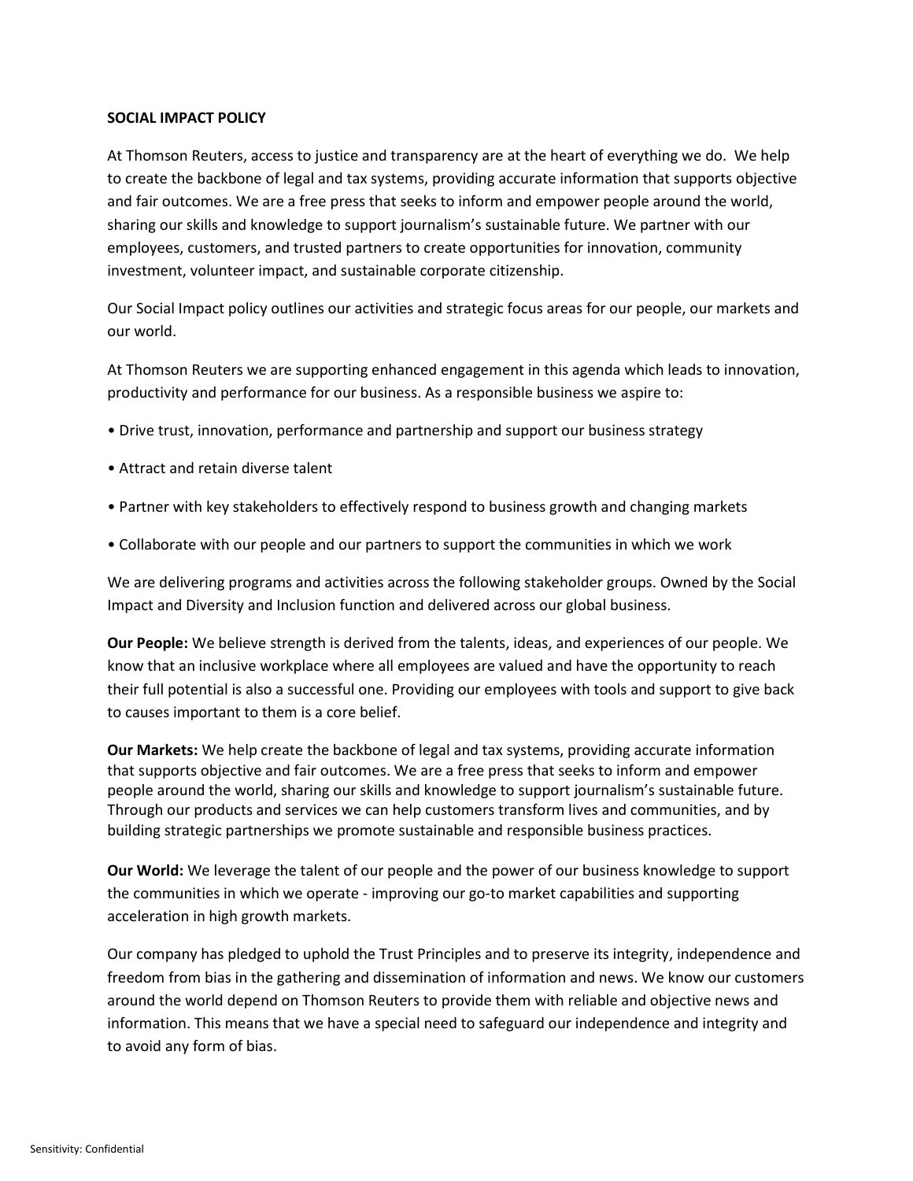## SOCIAL IMPACT POLICY

At Thomson Reuters, access to justice and transparency are at the heart of everything we do. We help to create the backbone of legal and tax systems, providing accurate information that supports objective and fair outcomes. We are a free press that seeks to inform and empower people around the world, sharing our skills and knowledge to support journalism's sustainable future. We partner with our employees, customers, and trusted partners to create opportunities for innovation, community investment, volunteer impact, and sustainable corporate citizenship.

Our Social Impact policy outlines our activities and strategic focus areas for our people, our markets and our world.

At Thomson Reuters we are supporting enhanced engagement in this agenda which leads to innovation, productivity and performance for our business. As a responsible business we aspire to:

- Drive trust, innovation, performance and partnership and support our business strategy
- Attract and retain diverse talent
- Partner with key stakeholders to effectively respond to business growth and changing markets
- Collaborate with our people and our partners to support the communities in which we work

We are delivering programs and activities across the following stakeholder groups. Owned by the Social Impact and Diversity and Inclusion function and delivered across our global business.

**Our People:** We believe strength is derived from the talents, ideas, and experiences of our people. We know that an inclusive workplace where all employees are valued and have the opportunity to reach their full potential is also a successful one. Providing our employees with tools and support to give back to causes important to them is a core belief.

**Our Markets:** We help create the backbone of legal and tax systems, providing accurate information that supports objective and fair outcomes. We are a free press that seeks to inform and empower people around the world, sharing our skills and knowledge to support journalism's sustainable future. Through our products and services we can help customers transform lives and communities, and by building strategic partnerships we promote sustainable and responsible business practices.

**Our World:** We leverage the talent of our people and the power of our business knowledge to support the communities in which we operate - improving our go-to market capabilities and supporting acceleration in high growth markets.

Our company has pledged to uphold the Trust Principles and to preserve its integrity, independence and freedom from bias in the gathering and dissemination of information and news. We know our customers around the world depend on Thomson Reuters to provide them with reliable and objective news and information. This means that we have a special need to safeguard our independence and integrity and to avoid any form of bias.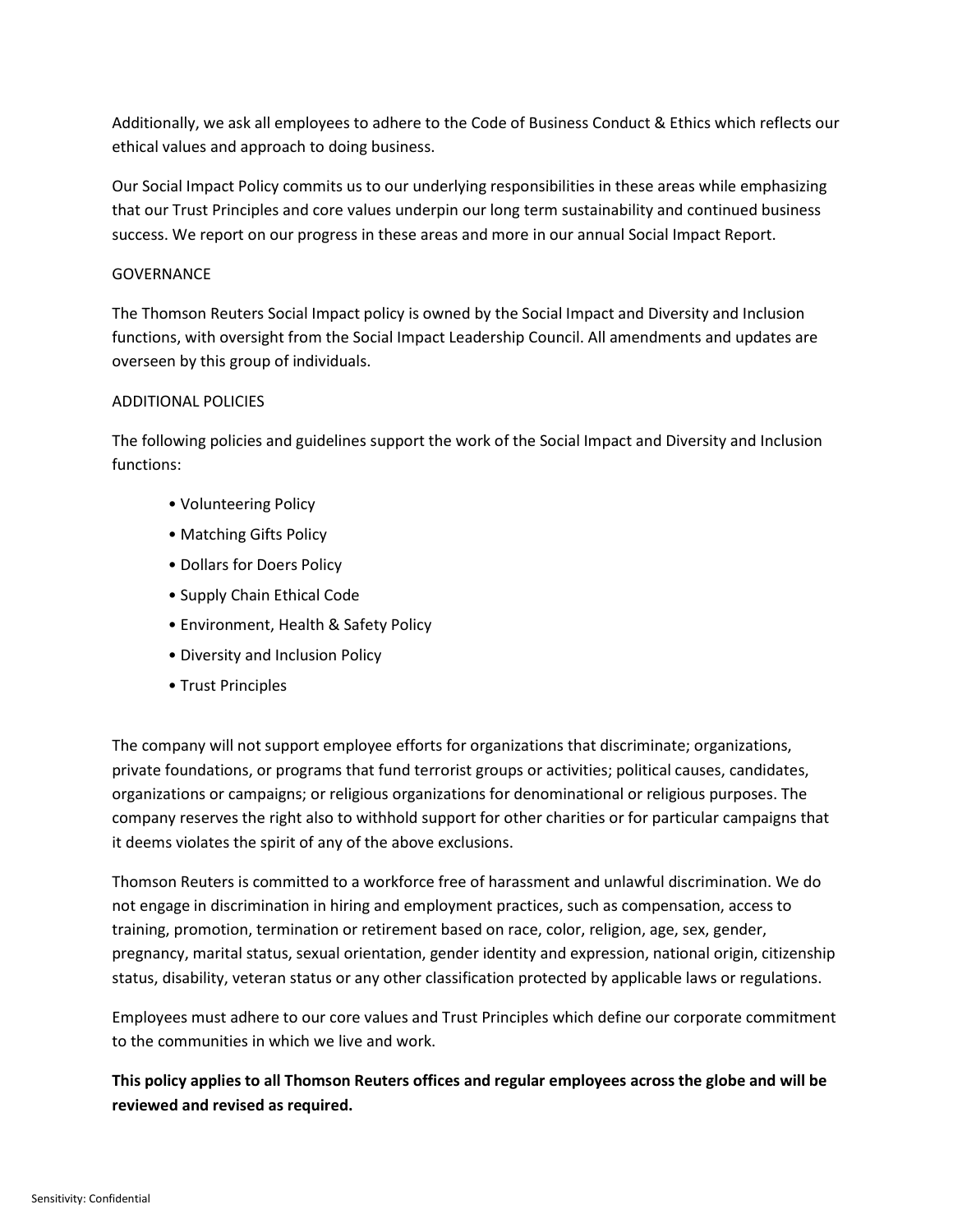Additionally, we ask all employees to adhere to the Code of Business Conduct & Ethics which reflects our ethical values and approach to doing business.

Our Social Impact Policy commits us to our underlying responsibilities in these areas while emphasizing that our Trust Principles and core values underpin our long term sustainability and continued business success. We report on our progress in these areas and more in our annual Social Impact Report.

## GOVERNANCE

The Thomson Reuters Social Impact policy is owned by the Social Impact and Diversity and Inclusion functions, with oversight from the Social Impact Leadership Council. All amendments and updates are overseen by this group of individuals.

## ADDITIONAL POLICIES

The following policies and guidelines support the work of the Social Impact and Diversity and Inclusion functions:

- Volunteering Policy
- Matching Gifts Policy
- Dollars for Doers Policy
- Supply Chain Ethical Code
- Environment, Health & Safety Policy
- Diversity and Inclusion Policy
- Trust Principles

The company will not support employee efforts for organizations that discriminate; organizations, private foundations, or programs that fund terrorist groups or activities; political causes, candidates, organizations or campaigns; or religious organizations for denominational or religious purposes. The company reserves the right also to withhold support for other charities or for particular campaigns that it deems violates the spirit of any of the above exclusions.

Thomson Reuters is committed to a workforce free of harassment and unlawful discrimination. We do not engage in discrimination in hiring and employment practices, such as compensation, access to training, promotion, termination or retirement based on race, color, religion, age, sex, gender, pregnancy, marital status, sexual orientation, gender identity and expression, national origin, citizenship status, disability, veteran status or any other classification protected by applicable laws or regulations.

Employees must adhere to our core values and Trust Principles which define our corporate commitment to the communities in which we live and work.

**This policy applies to all Thomson Reuters offices and regular employees across the globe and will be reviewed and revised as required.**